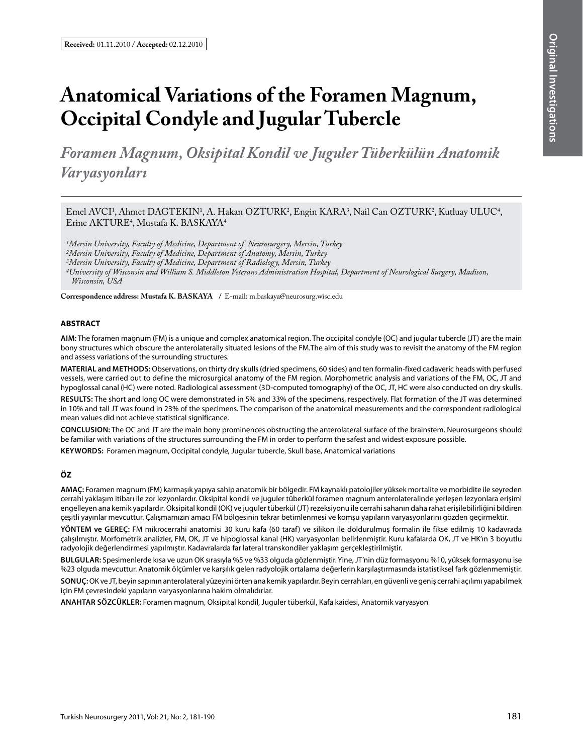**Received:** 01.11.2010 / **Accepted:** 02.12.2010

# Anatomical Variations of the Foramen Magnum, Occipital Condyle and Jugular Tubercle

## *Foramen Magnum, Oksipital Kondil ve Juguler Tüberkülün Anatomik Varyasyonları*

Emel AVCI[1], Ahmet DAGTEKIN[1], A. Hakan OZTURK[2], Engin KARA[3], Nail Can OZTURK[2], Kutluay ULUC[4], Erinc AKTURE[4], Mustafa K. BASKAYA[4]

*[1]Mersin University, Faculty of Medicine, Department of Neurosurgery, Mersin, Turkey*
*[2]Mersin University, Faculty of Medicine, Department of Anatomy, Mersin, Turkey*
*[3]Mersin University, Faculty of Medicine, Department of Radiology, Mersin, Turkey*
*[4]University of Wisconsin and William S. Middleton Veterans Administration Hospital, Department of Neurological Surgery, Madison, Wisconsin, USA*

**Correspondence address: Mustafa K. BASKAYA** / E-mail: m.baskaya@neurosurg.wisc.edu

## ABSTRACT

**AIM:** The foramen magnum (FM) is a unique and complex anatomical region. The occipital condyle (OC) and jugular tubercle (JT) are the main bony structures which obscure the anterolaterally situated lesions of the FM.The aim of this study was to revisit the anatomy of the FM region and assess variations of the surrounding structures.

**MATERIAL and METHODS:** Observations, on thirty dry skulls (dried specimens, 60 sides) and ten formalin-fixed cadaveric heads with perfused vessels, were carried out to define the microsurgical anatomy of the FM region. Morphometric analysis and variations of the FM, OC, JT and hypoglossal canal (HC) were noted. Radiological assessment (3D-computed tomography) of the OC, JT, HC were also conducted on dry skulls.

**RESULTS:** The short and long OC were demonstrated in 5% and 33% of the specimens, respectively. Flat formation of the JT was determined in 10% and tall JT was found in 23% of the specimens. The comparison of the anatomical measurements and the correspondent radiological mean values did not achieve statistical significance.

**CONCLUSION:** The OC and JT are the main bony prominences obstructing the anterolateral surface of the brainstem. Neurosurgeons should be familiar with variations of the structures surrounding the FM in order to perform the safest and widest exposure possible.

**KEYWORDS:** Foramen magnum, Occipital condyle, Jugular tubercle, Skull base, Anatomical variations

## ÖZ

**AMAÇ:** Foramen magnum (FM) karmaşık yapıya sahip anatomik bir bölgedir. FM kaynaklı patolojiler yüksek mortalite ve morbidite ile seyreden cerrahi yaklaşım itibarı ile zor lezyonlardır. Oksipital kondil (OK) ve juguler tüberkül (JT) foramen magnum anterolateralinde yerleşen lezyonlara erişimi engelleyen ana kemik yapılardır. Oksipital kondil (OK) ve juguler tüberkül (JT) rezeksiyonu ile cerrahi sahanın daha rahat erişilebilirliğini bildiren çeşitli yayınlar mevcuttur. Çalışmamızın amacı FM bölgesinin tekrar betimlenmesi ve komşu yapıların varyasyonlarını gözden geçirmektir.

**YÖNTEM ve GEREÇ:** FM mikrocerrahi anatomisi 30 kuru kafa (60 taraf) ve silikon ile doldurulmuş formalin ile fikse edilmiş 10 kadavrada çalışılmıştır. Morfometrik analizler, FM, OK, JT ve hipoglossal kanal (HK) varyasyonları belirlenmiştir. Kuru kafalarda OK, JT ve HK'ın 3 boyutlu radyolojik değerlendirmesi yapılmıştır. Kadavralarda far lateral transkondiler yaklaşım gerçekleştirilmiştir.

**BULGULAR:** Spesimenlerde kısa ve uzun OK sırasıyla %5 ve %33 olguda gözlenmiştir. Yine, JT'nin düz formasyonu %10, yüksek formasyonu ise %23 olguda mevcuttur. Anatomik ölçümler ve karşılık gelen radyolojik ortalama değerlerin karşılaştırmasında istatistiksel fark gözlenmemiştir.

**SONUÇ:** OK ve JT, beyin sapının anterolateral yüzeyini örten ana kemik yapılardır. Beyin cerrahları, en güvenli ve geniş cerrahi açılımı yapabilmek için FM çevresindeki yapıların varyasyonlarına hakim olmalıdırlar.

**ANAHTAR SÖZCÜKLER:** Foramen magnum, Oksipital kondil, Juguler tüberkül, Kafa kaidesi, Anatomik varyasyon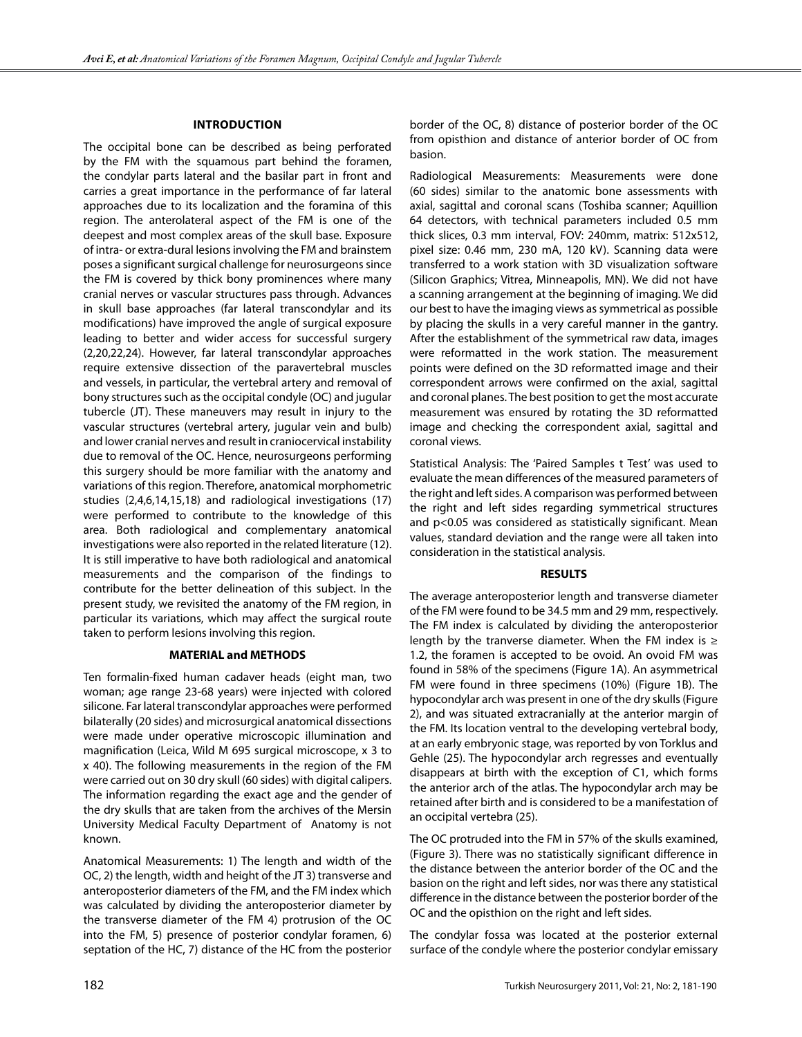## INTRODUCTION

The occipital bone can be described as being perforated by the FM with the squamous part behind the foramen, the condylar parts lateral and the basilar part in front and carries a great importance in the performance of far lateral approaches due to its localization and the foramina of this region. The anterolateral aspect of the FM is one of the deepest and most complex areas of the skull base. Exposure of intra- or extra-dural lesions involving the FM and brainstem poses a significant surgical challenge for neurosurgeons since the FM is covered by thick bony prominences where many cranial nerves or vascular structures pass through. Advances in skull base approaches (far lateral transcondylar and its modifications) have improved the angle of surgical exposure leading to better and wider access for successful surgery (2,20,22,24). However, far lateral transcondylar approaches require extensive dissection of the paravertebral muscles and vessels, in particular, the vertebral artery and removal of bony structures such as the occipital condyle (OC) and jugular tubercle (JT). These maneuvers may result in injury to the vascular structures (vertebral artery, jugular vein and bulb) and lower cranial nerves and result in craniocervical instability due to removal of the OC. Hence, neurosurgeons performing this surgery should be more familiar with the anatomy and variations of this region. Therefore, anatomical morphometric studies (2,4,6,14,15,18) and radiological investigations (17) were performed to contribute to the knowledge of this area. Both radiological and complementary anatomical investigations were also reported in the related literature (12). It is still imperative to have both radiological and anatomical measurements and the comparison of the findings to contribute for the better delineation of this subject. In the present study, we revisited the anatomy of the FM region, in particular its variations, which may affect the surgical route taken to perform lesions involving this region.

## MATERIAL and METHODS

Ten formalin-fixed human cadaver heads (eight man, two woman; age range 23-68 years) were injected with colored silicone. Far lateral transcondylar approaches were performed bilaterally (20 sides) and microsurgical anatomical dissections were made under operative microscopic illumination and magnification (Leica, Wild M 695 surgical microscope, x 3 to x 40). The following measurements in the region of the FM were carried out on 30 dry skull (60 sides) with digital calipers. The information regarding the exact age and the gender of the dry skulls that are taken from the archives of the Mersin University Medical Faculty Department of Anatomy is not known.

Anatomical Measurements: 1) The length and width of the OC, 2) the length, width and height of the JT 3) transverse and anteroposterior diameters of the FM, and the FM index which was calculated by dividing the anteroposterior diameter by the transverse diameter of the FM 4) protrusion of the OC into the FM, 5) presence of posterior condylar foramen, 6) septation of the HC, 7) distance of the HC from the posterior border of the OC, 8) distance of posterior border of the OC from opisthion and distance of anterior border of OC from basion.

Radiological Measurements: Measurements were done (60 sides) similar to the anatomic bone assessments with axial, sagittal and coronal scans (Toshiba scanner; Aquillion 64 detectors, with technical parameters included 0.5 mm thick slices, 0.3 mm interval, FOV: 240mm, matrix: 512x512, pixel size: 0.46 mm, 230 mA, 120 kV). Scanning data were transferred to a work station with 3D visualization software (Silicon Graphics; Vitrea, Minneapolis, MN). We did not have a scanning arrangement at the beginning of imaging. We did our best to have the imaging views as symmetrical as possible by placing the skulls in a very careful manner in the gantry. After the establishment of the symmetrical raw data, images were reformatted in the work station. The measurement points were defined on the 3D reformatted image and their correspondent arrows were confirmed on the axial, sagittal and coronal planes. The best position to get the most accurate measurement was ensured by rotating the 3D reformatted image and checking the correspondent axial, sagittal and coronal views.

Statistical Analysis: The 'Paired Samples t Test' was used to evaluate the mean differences of the measured parameters of the right and left sides. A comparison was performed between the right and left sides regarding symmetrical structures and $p<0.05$ was considered as statistically significant. Mean values, standard deviation and the range were all taken into consideration in the statistical analysis.

## RESULTS

The average anteroposterior length and transverse diameter of the FM were found to be 34.5 mm and 29 mm, respectively. The FM index is calculated by dividing the anteroposterior length by the tranverse diameter. When the FM index is $\geq$ 1.2, the foramen is accepted to be ovoid. An ovoid FM was found in 58% of the specimens (Figure 1A). An asymmetrical FM were found in three specimens (10%) (Figure 1B). The hypocondylar arch was present in one of the dry skulls (Figure 2), and was situated extracranially at the anterior margin of the FM. Its location ventral to the developing vertebral body, at an early embryonic stage, was reported by von Torklus and Gehle (25). The hypocondylar arch regresses and eventually disappears at birth with the exception of C1, which forms the anterior arch of the atlas. The hypocondylar arch may be retained after birth and is considered to be a manifestation of an occipital vertebra (25).

The OC protruded into the FM in 57% of the skulls examined, (Figure 3). There was no statistically significant difference in the distance between the anterior border of the OC and the basion on the right and left sides, nor was there any statistical difference in the distance between the posterior border of the OC and the opisthion on the right and left sides.

The condylar fossa was located at the posterior external surface of the condyle where the posterior condylar emissary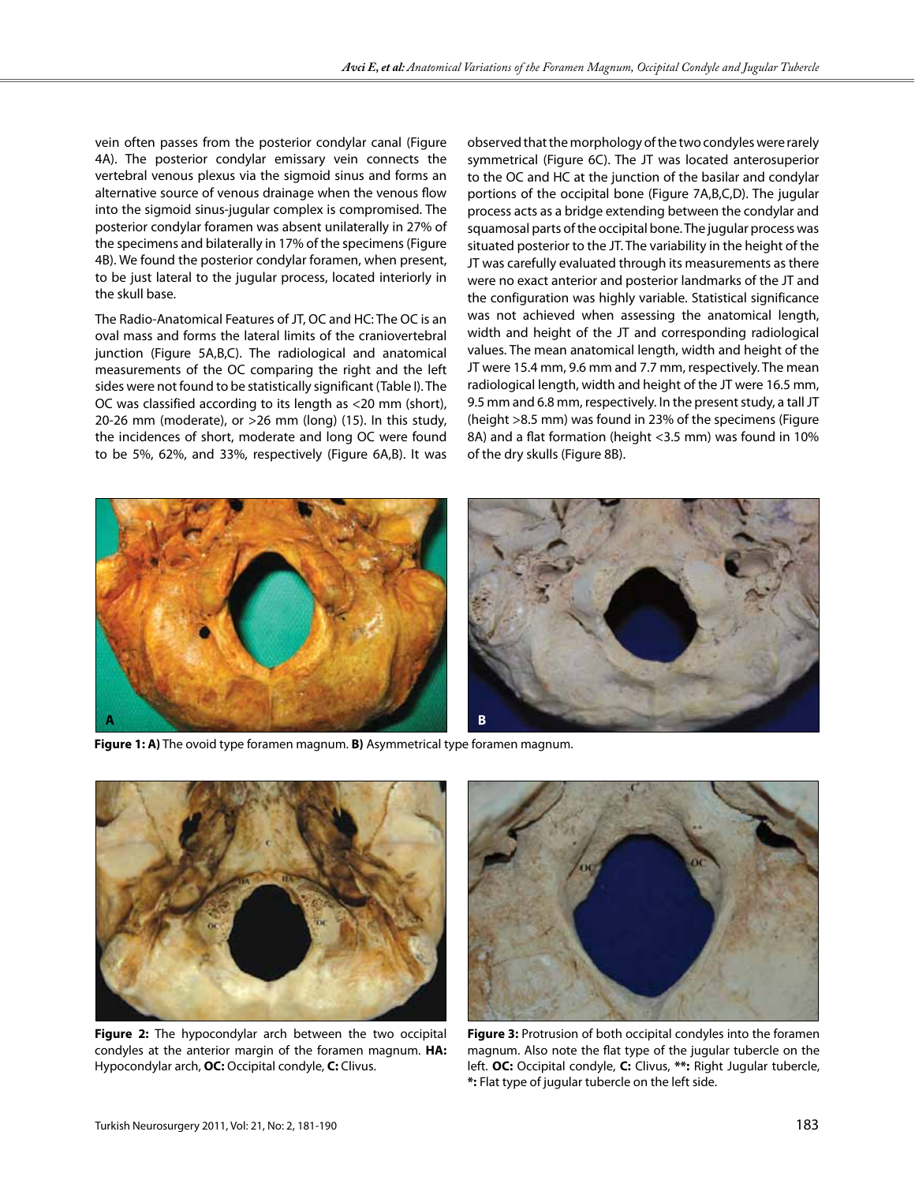vein often passes from the posterior condylar canal (Figure 4A). The posterior condylar emissary vein connects the vertebral venous plexus via the sigmoid sinus and forms an alternative source of venous drainage when the venous flow into the sigmoid sinus-jugular complex is compromised. The posterior condylar foramen was absent unilaterally in 27% of the specimens and bilaterally in 17% of the specimens (Figure 4B). We found the posterior condylar foramen, when present, to be just lateral to the jugular process, located interiorly in the skull base.

The Radio-Anatomical Features of JT, OC and HC: The OC is an oval mass and forms the lateral limits of the craniovertebral junction (Figure 5A,B,C). The radiological and anatomical measurements of the OC comparing the right and the left sides were not found to be statistically significant (Table I). The OC was classified according to its length as <20 mm (short), 20-26 mm (moderate), or >26 mm (long) (15). In this study, the incidences of short, moderate and long OC were found to be 5%, 62%, and 33%, respectively (Figure 6A,B). It was observed that the morphology of the two condyles were rarely symmetrical (Figure 6C). The JT was located anterosuperior to the OC and HC at the junction of the basilar and condylar portions of the occipital bone (Figure 7A,B,C,D). The jugular process acts as a bridge extending between the condylar and squamosal parts of the occipital bone. The jugular process was situated posterior to the JT. The variability in the height of the JT was carefully evaluated through its measurements as there were no exact anterior and posterior landmarks of the JT and the configuration was highly variable. Statistical significance was not achieved when assessing the anatomical length, width and height of the JT and corresponding radiological values. The mean anatomical length, width and height of the JT were 15.4 mm, 9.6 mm and 7.7 mm, respectively. The mean radiological length, width and height of the JT were 16.5 mm, 9.5 mm and 6.8 mm, respectively. In the present study, a tall JT (height >8.5 mm) was found in 23% of the specimens (Figure 8A) and a flat formation (height <3.5 mm) was found in 10% of the dry skulls (Figure 8B).

**Figure 1: A)** The ovoid type foramen magnum. **B)** Asymmetrical type foramen magnum.

**Figure 2:** The hypocondylar arch between the two occipital condyles at the anterior margin of the foramen magnum. **HA:** Hypocondylar arch, **OC:** Occipital condyle, **C:** Clivus.

**Figure 3:** Protrusion of both occipital condyles into the foramen magnum. Also note the flat type of the jugular tubercle on the left. **OC:** Occipital condyle, **C:** Clivus, **\*\*:** Right Jugular tubercle, **\*:** Flat type of jugular tubercle on the left side.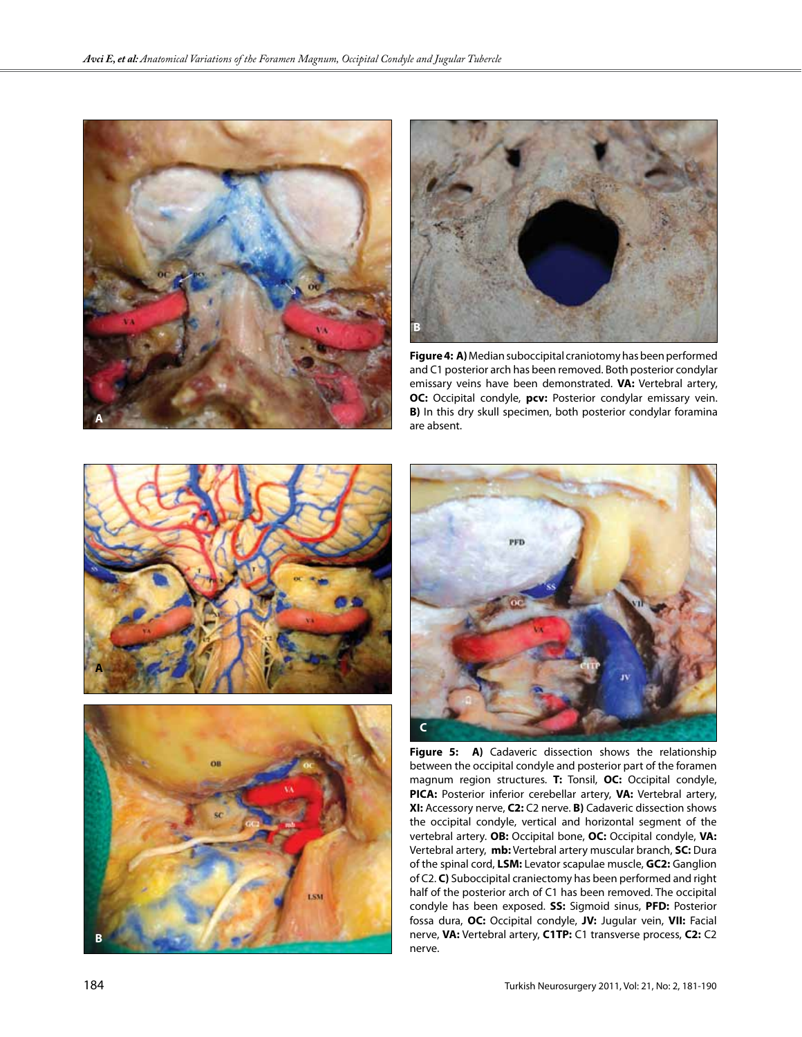**Figure 4: A)** Median suboccipital craniotomy has been performed and C1 posterior arch has been removed. Both posterior condylar emissary veins have been demonstrated. **VA:** Vertebral artery, **OC:** Occipital condyle, **pcv:** Posterior condylar emissary vein. **B)** In this dry skull specimen, both posterior condylar foramina are absent.

**Figure 5: A)** Cadaveric dissection shows the relationship between the occipital condyle and posterior part of the foramen magnum region structures. **T:** Tonsil, **OC:** Occipital condyle, **PICA:** Posterior inferior cerebellar artery, **VA:** Vertebral artery, **XI:** Accessory nerve, **C2:** C2 nerve. **B)** Cadaveric dissection shows the occipital condyle, vertical and horizontal segment of the vertebral artery. **OB:** Occipital bone, **OC:** Occipital condyle, **VA:** Vertebral artery, **mb:** Vertebral artery muscular branch, **SC:** Dura of the spinal cord, **LSM:** Levator scapulae muscle, **GC2:** Ganglion of C2. **C)** Suboccipital craniectomy has been performed and right half of the posterior arch of C1 has been removed. The occipital condyle has been exposed. **SS:** Sigmoid sinus, **PFD:** Posterior fossa dura, **OC:** Occipital condyle, **JV:** Jugular vein, **VII:** Facial nerve, **VA:** Vertebral artery, **C1TP:** C1 transverse process, **C2:** C2 nerve.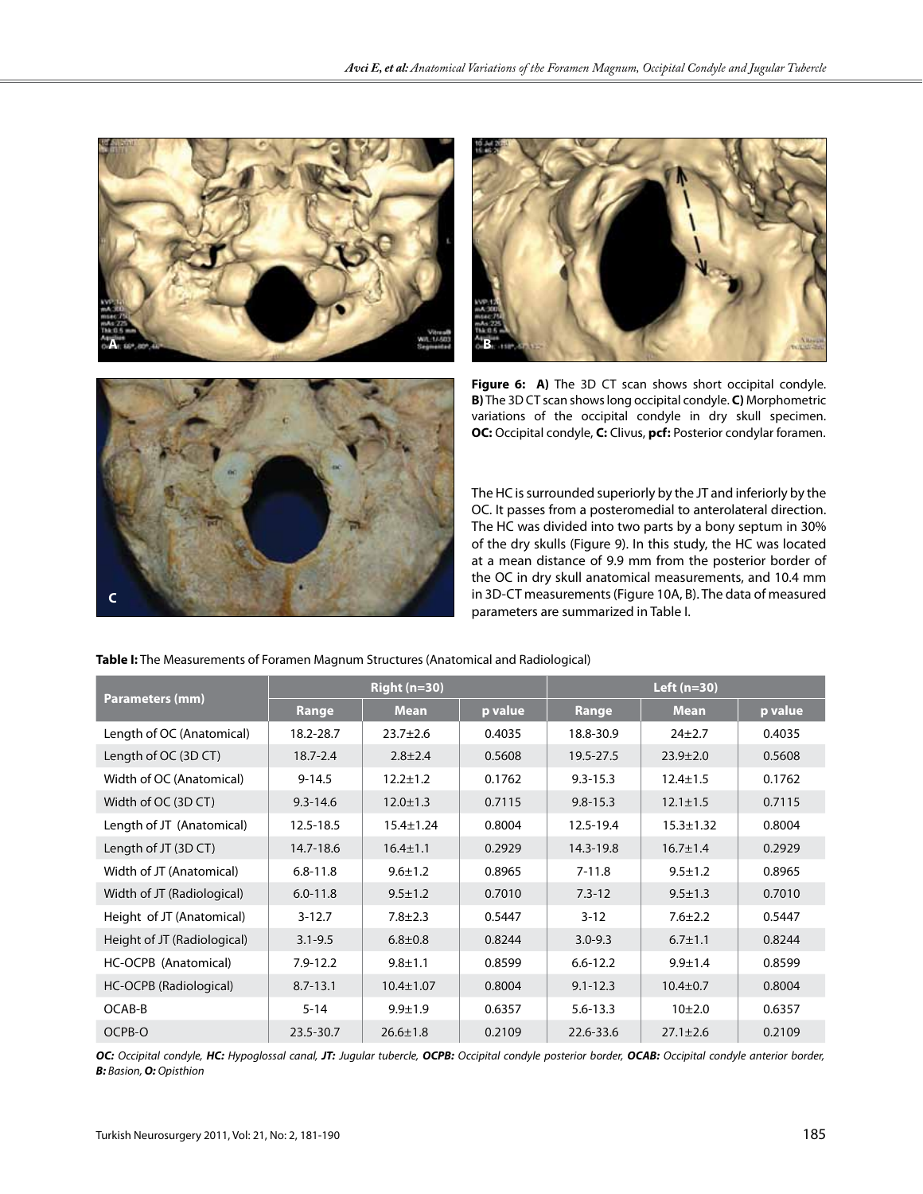**Figure 6: A)** The 3D CT scan shows short occipital condyle. **B)** The 3D CT scan shows long occipital condyle. **C)** Morphometric variations of the occipital condyle in dry skull specimen. **OC:** Occipital condyle, **C:** Clivus, **pcf:** Posterior condylar foramen.

The HC is surrounded superiorly by the JT and inferiorly by the OC. It passes from a posteromedial to anterolateral direction. The HC was divided into two parts by a bony septum in 30% of the dry skulls (Figure 9). In this study, the HC was located at a mean distance of 9.9 mm from the posterior border of the OC in dry skull anatomical measurements, and 10.4 mm in 3D-CT measurements (Figure 10A, B). The data of measured parameters are summarized in Table I.

**Table I:** The Measurements of Foramen Magnum Structures (Anatomical and Radiological)

| Parameters (mm) | Right (n=30) | | | Left (n=30) | | |
|---|---|---|---|---|---|---|
| | Range | Mean | p value | Range | Mean | p value |
| Length of OC (Anatomical) | 18.2-28.7 | 23.7±2.6 | 0.4035 | 18.8-30.9 | 24±2.7 | 0.4035 |
| Length of OC (3D CT) | 18.7-2.4 | 2.8±2.4 | 0.5608 | 19.5-27.5 | 23.9±2.0 | 0.5608 |
| Width of OC (Anatomical) | 9-14.5 | 12.2±1.2 | 0.1762 | 9.3-15.3 | 12.4±1.5 | 0.1762 |
| Width of OC (3D CT) | 9.3-14.6 | 12.0±1.3 | 0.7115 | 9.8-15.3 | 12.1±1.5 | 0.7115 |
| Length of JT (Anatomical) | 12.5-18.5 | 15.4±1.24 | 0.8004 | 12.5-19.4 | 15.3±1.32 | 0.8004 |
| Length of JT (3D CT) | 14.7-18.6 | 16.4±1.1 | 0.2929 | 14.3-19.8 | 16.7±1.4 | 0.2929 |
| Width of JT (Anatomical) | 6.8-11.8 | 9.6±1.2 | 0.8965 | 7-11.8 | 9.5±1.2 | 0.8965 |
| Width of JT (Radiological) | 6.0-11.8 | 9.5±1.2 | 0.7010 | 7.3-12 | 9.5±1.3 | 0.7010 |
| Height of JT (Anatomical) | 3-12.7 | 7.8±2.3 | 0.5447 | 3-12 | 7.6±2.2 | 0.5447 |
| Height of JT (Radiological) | 3.1-9.5 | 6.8±0.8 | 0.8244 | 3.0-9.3 | 6.7±1.1 | 0.8244 |
| HC-OCPB (Anatomical) | 7.9-12.2 | 9.8±1.1 | 0.8599 | 6.6-12.2 | 9.9±1.4 | 0.8599 |
| HC-OCPB (Radiological) | 8.7-13.1 | 10.4±1.07 | 0.8004 | 9.1-12.3 | 10.4±0.7 | 0.8004 |
| OCAB-B | 5-14 | 9.9±1.9 | 0.6357 | 5.6-13.3 | 10±2.0 | 0.6357 |
| OCPB-O | 23.5-30.7 | 26.6±1.8 | 0.2109 | 22.6-33.6 | 27.1±2.6 | 0.2109 |

***OC:** Occipital condyle, **HC:** Hypoglossal canal, **JT:** Jugular tubercle, **OCPB:** Occipital condyle posterior border, **OCAB:** Occipital condyle anterior border, **B:** Basion, **O:** Opisthion*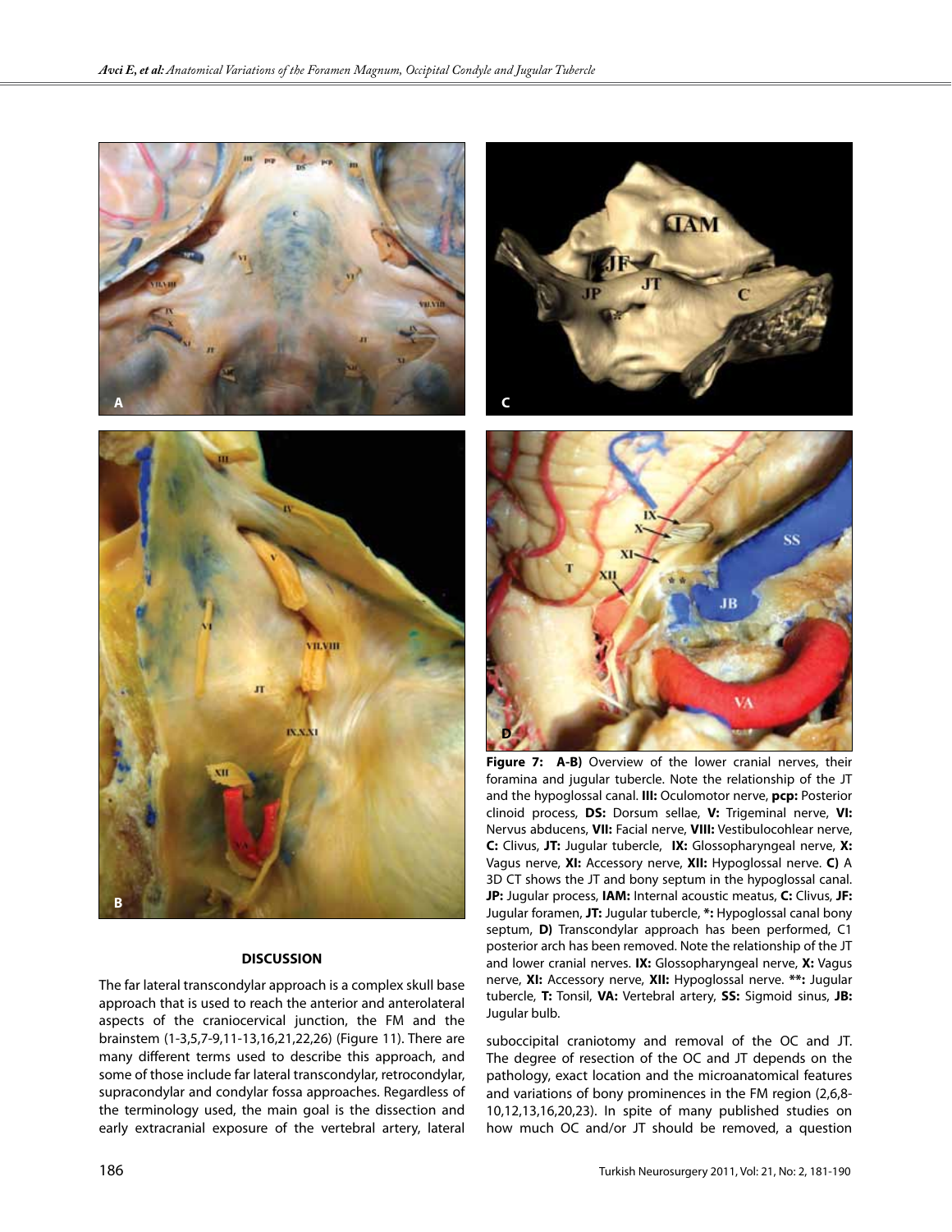**Figure 7: A-B)** Overview of the lower cranial nerves, their foramina and jugular tubercle. Note the relationship of the JT and the hypoglossal canal. **III:** Oculomotor nerve, **pcp:** Posterior clinoid process, **DS:** Dorsum sellae, **V:** Trigeminal nerve, **VI:** Nervus abducens, **VII:** Facial nerve, **VIII:** Vestibulocohlear nerve, **C:** Clivus, **JT:** Jugular tubercle, **IX:** Glossopharyngeal nerve, **X:** Vagus nerve, **XI:** Accessory nerve, **XII:** Hypoglossal nerve. **C)** A 3D CT shows the JT and bony septum in the hypoglossal canal. **JP:** Jugular process, **IAM:** Internal acoustic meatus, **C:** Clivus, **JF:** Jugular foramen, **JT:** Jugular tubercle, **\*:** Hypoglossal canal bony septum, **D)** Transcondylar approach has been performed, C1 posterior arch has been removed. Note the relationship of the JT and lower cranial nerves. **IX:** Glossopharyngeal nerve, **X:** Vagus nerve, **XI:** Accessory nerve, **XII:** Hypoglossal nerve. **\*\*:** Jugular tubercle, **T:** Tonsil, **VA:** Vertebral artery, **SS:** Sigmoid sinus, **JB:** Jugular bulb.

## DISCUSSION

The far lateral transcondylar approach is a complex skull base approach that is used to reach the anterior and anterolateral aspects of the craniocervical junction, the FM and the brainstem (1-3,5,7-9,11-13,16,21,22,26) (Figure 11). There are many different terms used to describe this approach, and some of those include far lateral transcondylar, retrocondylar, supracondylar and condylar fossa approaches. Regardless of the terminology used, the main goal is the dissection and early extracranial exposure of the vertebral artery, lateral suboccipital craniotomy and removal of the OC and JT. The degree of resection of the OC and JT depends on the pathology, exact location and the microanatomical features and variations of bony prominences in the FM region (2,6,8-10,12,13,16,20,23). In spite of many published studies on how much OC and/or JT should be removed, a question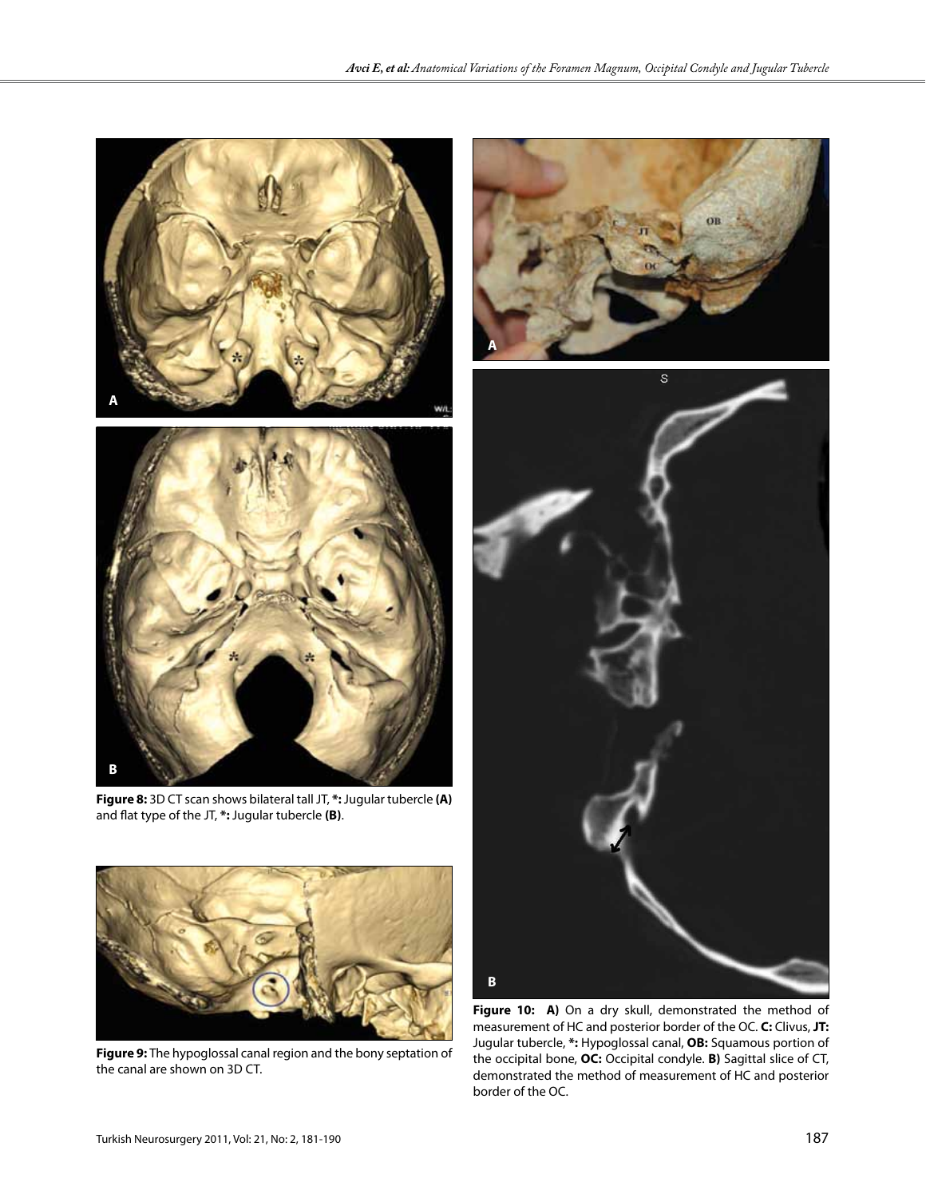**Figure 8:** 3D CT scan shows bilateral tall JT, **\*:** Jugular tubercle **(A)** and flat type of the JT, **\*:** Jugular tubercle **(B)**.

**Figure 9:** The hypoglossal canal region and the bony septation of the canal are shown on 3D CT.

**Figure 10: A)** On a dry skull, demonstrated the method of measurement of HC and posterior border of the OC. **C:** Clivus, **JT:** Jugular tubercle, **\*:** Hypoglossal canal, **OB:** Squamous portion of the occipital bone, **OC:** Occipital condyle. **B)** Sagittal slice of CT, demonstrated the method of measurement of HC and posterior border of the OC.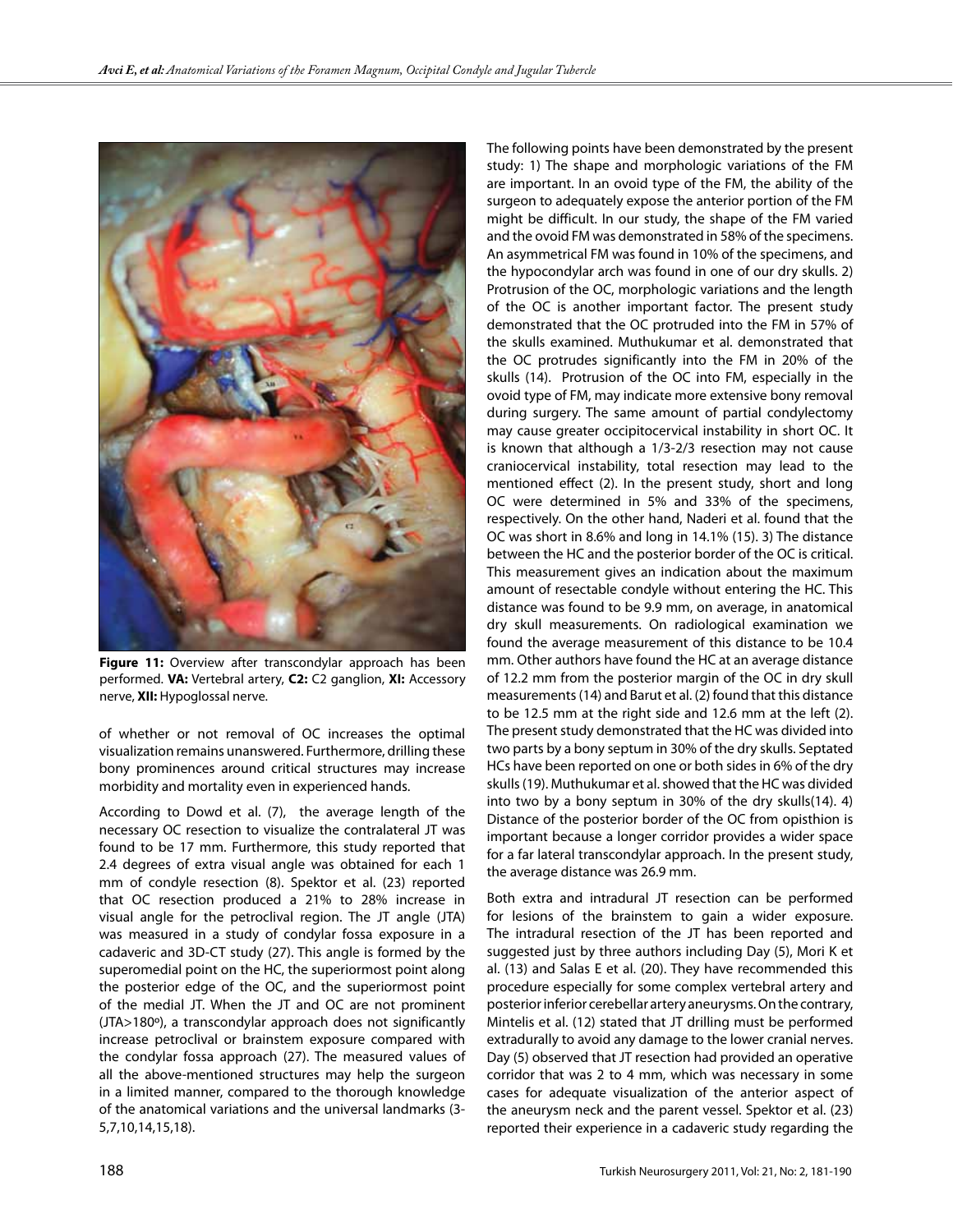**Figure 11:** Overview after transcondylar approach has been performed. **VA:** Vertebral artery, **C2:** C2 ganglion, **XI:** Accessory nerve, **XII:** Hypoglossal nerve.

of whether or not removal of OC increases the optimal visualization remains unanswered. Furthermore, drilling these bony prominences around critical structures may increase morbidity and mortality even in experienced hands.

According to Dowd et al. (7), the average length of the necessary OC resection to visualize the contralateral JT was found to be 17 mm. Furthermore, this study reported that 2.4 degrees of extra visual angle was obtained for each 1 mm of condyle resection (8). Spektor et al. (23) reported that OC resection produced a 21% to 28% increase in visual angle for the petroclival region. The JT angle (JTA) was measured in a study of condylar fossa exposure in a cadaveric and 3D-CT study (27). This angle is formed by the superomedial point on the HC, the superiormost point along the posterior edge of the OC, and the superiormost point of the medial JT. When the JT and OC are not prominent (JTA>180º), a transcondylar approach does not significantly increase petroclival or brainstem exposure compared with the condylar fossa approach (27). The measured values of all the above-mentioned structures may help the surgeon in a limited manner, compared to the thorough knowledge of the anatomical variations and the universal landmarks (3-5,7,10,14,15,18).

The following points have been demonstrated by the present study: 1) The shape and morphologic variations of the FM are important. In an ovoid type of the FM, the ability of the surgeon to adequately expose the anterior portion of the FM might be difficult. In our study, the shape of the FM varied and the ovoid FM was demonstrated in 58% of the specimens. An asymmetrical FM was found in 10% of the specimens, and the hypocondylar arch was found in one of our dry skulls. 2) Protrusion of the OC, morphologic variations and the length of the OC is another important factor. The present study demonstrated that the OC protruded into the FM in 57% of the skulls examined. Muthukumar et al. demonstrated that the OC protrudes significantly into the FM in 20% of the skulls (14). Protrusion of the OC into FM, especially in the ovoid type of FM, may indicate more extensive bony removal during surgery. The same amount of partial condylectomy may cause greater occipitocervical instability in short OC. It is known that although a 1/3-2/3 resection may not cause craniocervical instability, total resection may lead to the mentioned effect (2). In the present study, short and long OC were determined in 5% and 33% of the specimens, respectively. On the other hand, Naderi et al. found that the OC was short in 8.6% and long in 14.1% (15). 3) The distance between the HC and the posterior border of the OC is critical. This measurement gives an indication about the maximum amount of resectable condyle without entering the HC. This distance was found to be 9.9 mm, on average, in anatomical dry skull measurements. On radiological examination we found the average measurement of this distance to be 10.4 mm. Other authors have found the HC at an average distance of 12.2 mm from the posterior margin of the OC in dry skull measurements (14) and Barut et al. (2) found that this distance to be 12.5 mm at the right side and 12.6 mm at the left (2). The present study demonstrated that the HC was divided into two parts by a bony septum in 30% of the dry skulls. Septated HCs have been reported on one or both sides in 6% of the dry skulls (19). Muthukumar et al. showed that the HC was divided into two by a bony septum in 30% of the dry skulls(14). 4) Distance of the posterior border of the OC from opisthion is important because a longer corridor provides a wider space for a far lateral transcondylar approach. In the present study, the average distance was 26.9 mm.

Both extra and intradural JT resection can be performed for lesions of the brainstem to gain a wider exposure. The intradural resection of the JT has been reported and suggested just by three authors including Day (5), Mori K et al. (13) and Salas E et al. (20). They have recommended this procedure especially for some complex vertebral artery and posterior inferior cerebellar artery aneurysms. On the contrary, Mintelis et al. (12) stated that JT drilling must be performed extradurally to avoid any damage to the lower cranial nerves. Day (5) observed that JT resection had provided an operative corridor that was 2 to 4 mm, which was necessary in some cases for adequate visualization of the anterior aspect of the aneurysm neck and the parent vessel. Spektor et al. (23) reported their experience in a cadaveric study regarding the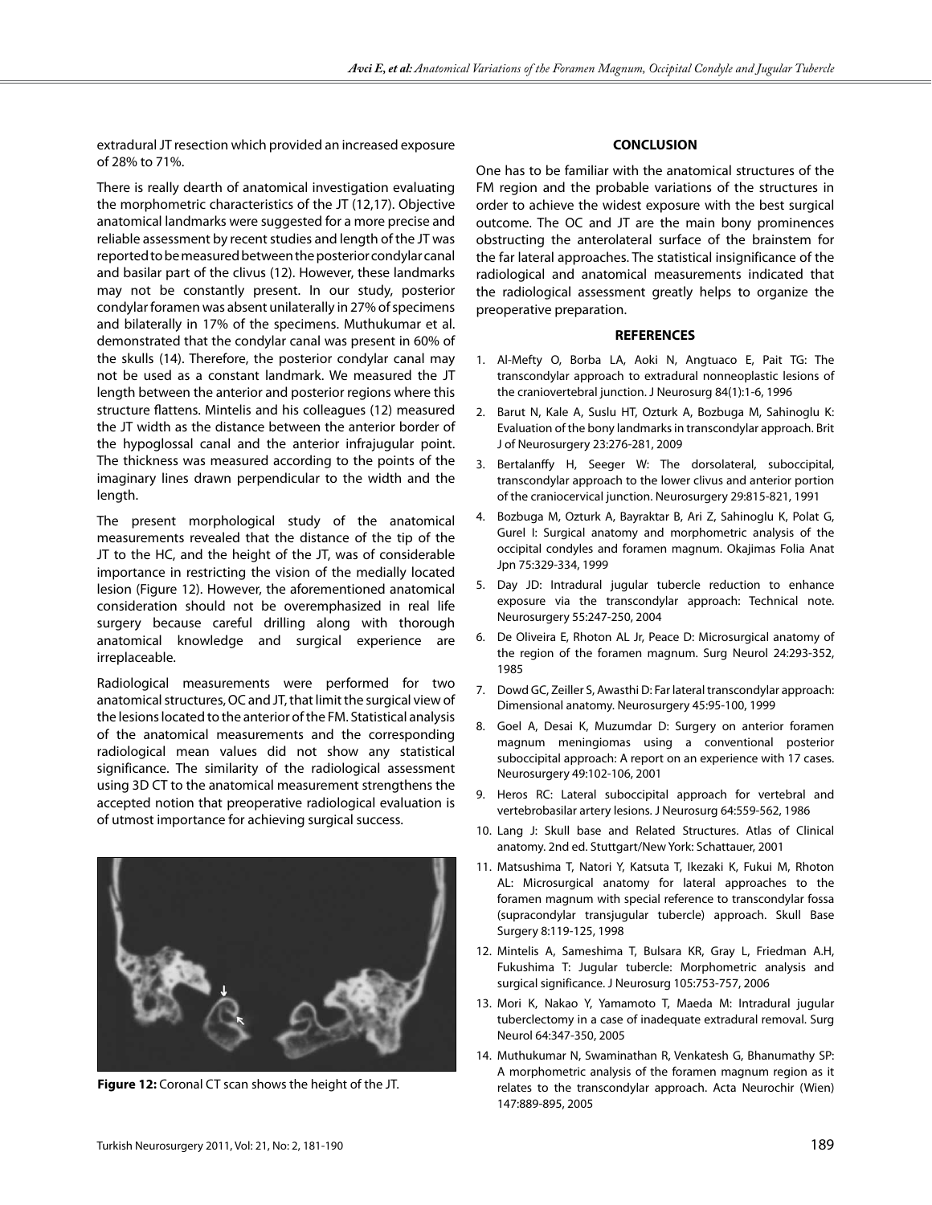extradural JT resection which provided an increased exposure of 28% to 71%.

There is really dearth of anatomical investigation evaluating the morphometric characteristics of the JT (12,17). Objective anatomical landmarks were suggested for a more precise and reliable assessment by recent studies and length of the JT was reported to be measured between the posterior condylar canal and basilar part of the clivus (12). However, these landmarks may not be constantly present. In our study, posterior condylar foramen was absent unilaterally in 27% of specimens and bilaterally in 17% of the specimens. Muthukumar et al. demonstrated that the condylar canal was present in 60% of the skulls (14). Therefore, the posterior condylar canal may not be used as a constant landmark. We measured the JT length between the anterior and posterior regions where this structure flattens. Mintelis and his colleagues (12) measured the JT width as the distance between the anterior border of the hypoglossal canal and the anterior infrajugular point. The thickness was measured according to the points of the imaginary lines drawn perpendicular to the width and the length.

The present morphological study of the anatomical measurements revealed that the distance of the tip of the JT to the HC, and the height of the JT, was of considerable importance in restricting the vision of the medially located lesion (Figure 12). However, the aforementioned anatomical consideration should not be overemphasized in real life surgery because careful drilling along with thorough anatomical knowledge and surgical experience are irreplaceable.

Radiological measurements were performed for two anatomical structures, OC and JT, that limit the surgical view of the lesions located to the anterior of the FM. Statistical analysis of the anatomical measurements and the corresponding radiological mean values did not show any statistical significance. The similarity of the radiological assessment using 3D CT to the anatomical measurement strengthens the accepted notion that preoperative radiological evaluation is of utmost importance for achieving surgical success.

**Figure 12:** Coronal CT scan shows the height of the JT.

## CONCLUSION

One has to be familiar with the anatomical structures of the FM region and the probable variations of the structures in order to achieve the widest exposure with the best surgical outcome. The OC and JT are the main bony prominences obstructing the anterolateral surface of the brainstem for the far lateral approaches. The statistical insignificance of the radiological and anatomical measurements indicated that the radiological assessment greatly helps to organize the preoperative preparation.

## REFERENCES

1. Al-Mefty O, Borba LA, Aoki N, Angtuaco E, Pait TG: The transcondylar approach to extradural nonneoplastic lesions of the craniovertebral junction. J Neurosurg 84(1):1-6, 1996
2. Barut N, Kale A, Suslu HT, Ozturk A, Bozbuga M, Sahinoglu K: Evaluation of the bony landmarks in transcondylar approach. Brit J of Neurosurgery 23:276-281, 2009
3. Bertalanffy H, Seeger W: The dorsolateral, suboccipital, transcondylar approach to the lower clivus and anterior portion of the craniocervical junction. Neurosurgery 29:815-821, 1991
4. Bozbuga M, Ozturk A, Bayraktar B, Ari Z, Sahinoglu K, Polat G, Gurel I: Surgical anatomy and morphometric analysis of the occipital condyles and foramen magnum. Okajimas Folia Anat Jpn 75:329-334, 1999
5. Day JD: Intradural jugular tubercle reduction to enhance exposure via the transcondylar approach: Technical note. Neurosurgery 55:247-250, 2004
6. De Oliveira E, Rhoton AL Jr, Peace D: Microsurgical anatomy of the region of the foramen magnum. Surg Neurol 24:293-352, 1985
7. Dowd GC, Zeiller S, Awasthi D: Far lateral transcondylar approach: Dimensional anatomy. Neurosurgery 45:95-100, 1999
8. Goel A, Desai K, Muzumdar D: Surgery on anterior foramen magnum meningiomas using a conventional posterior suboccipital approach: A report on an experience with 17 cases. Neurosurgery 49:102-106, 2001
9. Heros RC: Lateral suboccipital approach for vertebral and vertebrobasilar artery lesions. J Neurosurg 64:559-562, 1986
10. Lang J: Skull base and Related Structures. Atlas of Clinical anatomy. 2nd ed. Stuttgart/New York: Schattauer, 2001
11. Matsushima T, Natori Y, Katsuta T, Ikezaki K, Fukui M, Rhoton AL: Microsurgical anatomy for lateral approaches to the foramen magnum with special reference to transcondylar fossa (supracondylar transjugular tubercle) approach. Skull Base Surgery 8:119-125, 1998
12. Mintelis A, Sameshima T, Bulsara KR, Gray L, Friedman A.H, Fukushima T: Jugular tubercle: Morphometric analysis and surgical significance. J Neurosurg 105:753-757, 2006
13. Mori K, Nakao Y, Yamamoto T, Maeda M: Intradural jugular tuberclectomy in a case of inadequate extradural removal. Surg Neurol 64:347-350, 2005
14. Muthukumar N, Swaminathan R, Venkatesh G, Bhanumathy SP: A morphometric analysis of the foramen magnum region as it relates to the transcondylar approach. Acta Neurochir (Wien) 147:889-895, 2005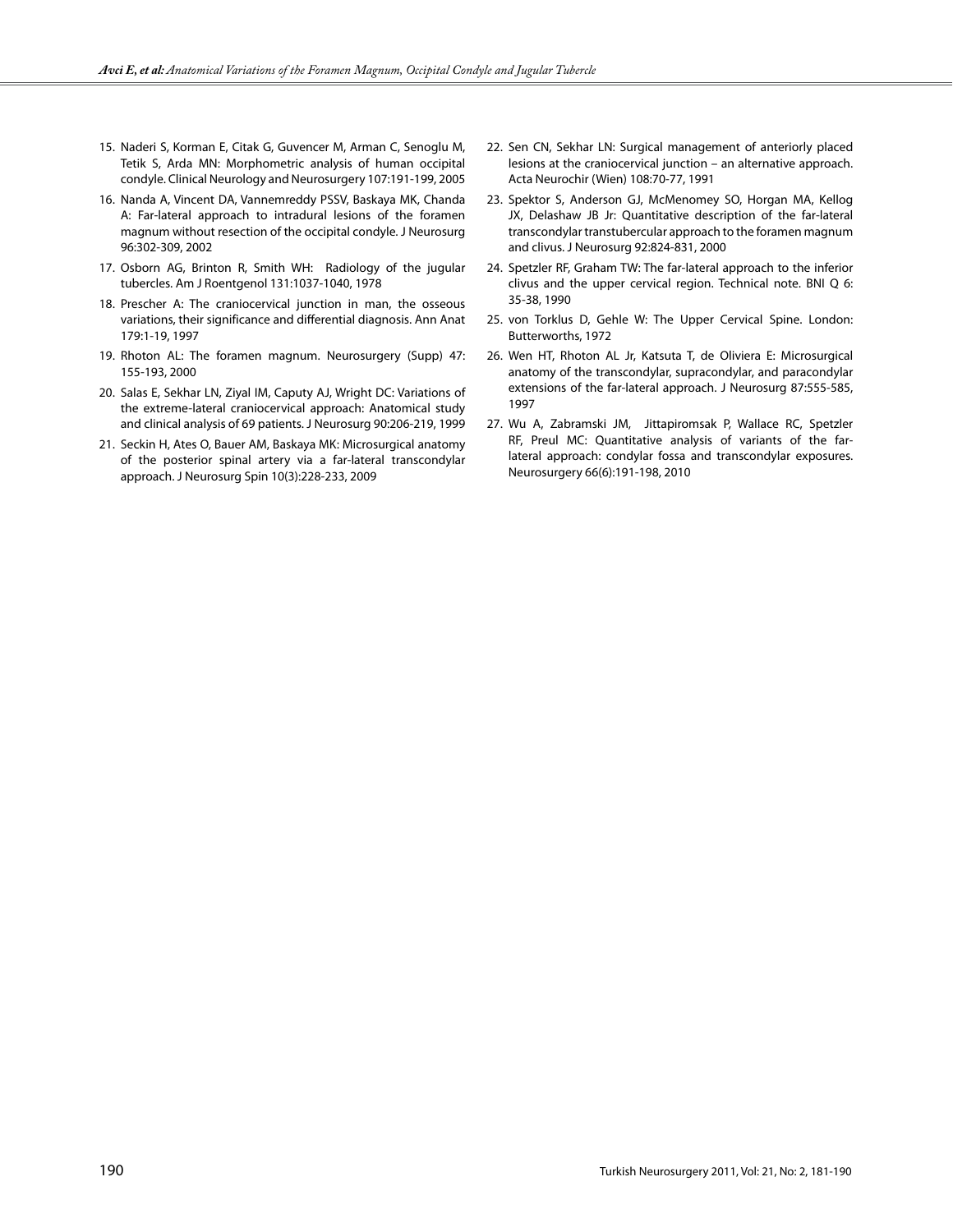15. Naderi S, Korman E, Citak G, Guvencer M, Arman C, Senoglu M, Tetik S, Arda MN: Morphometric analysis of human occipital condyle. Clinical Neurology and Neurosurgery 107:191-199, 2005
16. Nanda A, Vincent DA, Vannemreddy PSSV, Baskaya MK, Chanda A: Far-lateral approach to intradural lesions of the foramen magnum without resection of the occipital condyle. J Neurosurg 96:302-309, 2002
17. Osborn AG, Brinton R, Smith WH: Radiology of the jugular tubercles. Am J Roentgenol 131:1037-1040, 1978
18. Prescher A: The craniocervical junction in man, the osseous variations, their significance and differential diagnosis. Ann Anat 179:1-19, 1997
19. Rhoton AL: The foramen magnum. Neurosurgery (Supp) 47: 155-193, 2000
20. Salas E, Sekhar LN, Ziyal IM, Caputy AJ, Wright DC: Variations of the extreme-lateral craniocervical approach: Anatomical study and clinical analysis of 69 patients. J Neurosurg 90:206-219, 1999
21. Seckin H, Ates O, Bauer AM, Baskaya MK: Microsurgical anatomy of the posterior spinal artery via a far-lateral transcondylar approach. J Neurosurg Spin 10(3):228-233, 2009
22. Sen CN, Sekhar LN: Surgical management of anteriorly placed lesions at the craniocervical junction – an alternative approach. Acta Neurochir (Wien) 108:70-77, 1991
23. Spektor S, Anderson GJ, McMenomey SO, Horgan MA, Kellog JX, Delashaw JB Jr: Quantitative description of the far-lateral transcondylar transtubercular approach to the foramen magnum and clivus. J Neurosurg 92:824-831, 2000
24. Spetzler RF, Graham TW: The far-lateral approach to the inferior clivus and the upper cervical region. Technical note. BNI Q 6: 35-38, 1990
25. von Torklus D, Gehle W: The Upper Cervical Spine. London: Butterworths, 1972
26. Wen HT, Rhoton AL Jr, Katsuta T, de Oliviera E: Microsurgical anatomy of the transcondylar, supracondylar, and paracondylar extensions of the far-lateral approach. J Neurosurg 87:555-585, 1997
27. Wu A, Zabramski JM, Jittapiromsak P, Wallace RC, Spetzler RF, Preul MC: Quantitative analysis of variants of the far-lateral approach: condylar fossa and transcondylar exposures. Neurosurgery 66(6):191-198, 2010